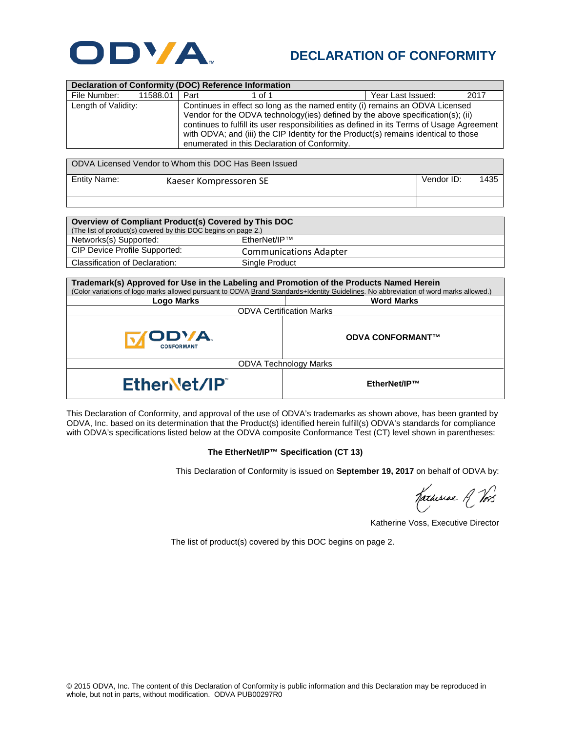# ODVA

# DECLARATION OF CONFORMITY

| Declaration of Conformity (DOC) Reference Information | | | |
|---|---|---|---|
| File Number: 11588.01 | Part 1 of 1 | | Year Last Issued: 2017 |
| Length of Validity: | Continues in effect so long as the named entity (i) remains an ODVA Licensed Vendor for the ODVA technology(ies) defined by the above specification(s); (ii) continues to fulfill its user responsibilities as defined in its Terms of Usage Agreement with ODVA; and (iii) the CIP Identity for the Product(s) remains identical to those enumerated in this Declaration of Conformity. | | |

| ODVA Licensed Vendor to Whom this DOC Has Been Issued | |
|---|---|
| Entity Name: Kaeser Kompressoren SE | Vendor ID: 1435 |
| | |

| Overview of Compliant Product(s) Covered by This DOC<br>(The list of product(s) covered by this DOC begins on page 2.) | |
|---|---|
| Networks(s) Supported: | EtherNet/IP™ |
| CIP Device Profile Supported: | Communications Adapter |
| Classification of Declaration: | Single Product |

| Trademark(s) Approved for Use in the Labeling and Promotion of the Products Named Herein<br>(Color variations of logo marks allowed pursuant to ODVA Brand Standards+Identity Guidelines. No abbreviation of word marks allowed.) | |
|---|---|
| **Logo Marks** | **Word Marks** |
| ODVA Certification Marks | |
| ODVA CONFORMANT | **ODVA CONFORMANT™** |
| ODVA Technology Marks | |
| EtherNet/IP | **EtherNet/IP™** |

This Declaration of Conformity, and approval of the use of ODVA's trademarks as shown above, has been granted by ODVA, Inc. based on its determination that the Product(s) identified herein fulfill(s) ODVA's standards for compliance with ODVA's specifications listed below at the ODVA composite Conformance Test (CT) level shown in parentheses:

**The EtherNet/IP™ Specification (CT 13)**

This Declaration of Conformity is issued on **September 19, 2017** on behalf of ODVA by:

Katherine Voss, Executive Director

The list of product(s) covered by this DOC begins on page 2.

© 2015 ODVA, Inc. The content of this Declaration of Conformity is public information and this Declaration may be reproduced in whole, but not in parts, without modification. ODVA PUB00297R0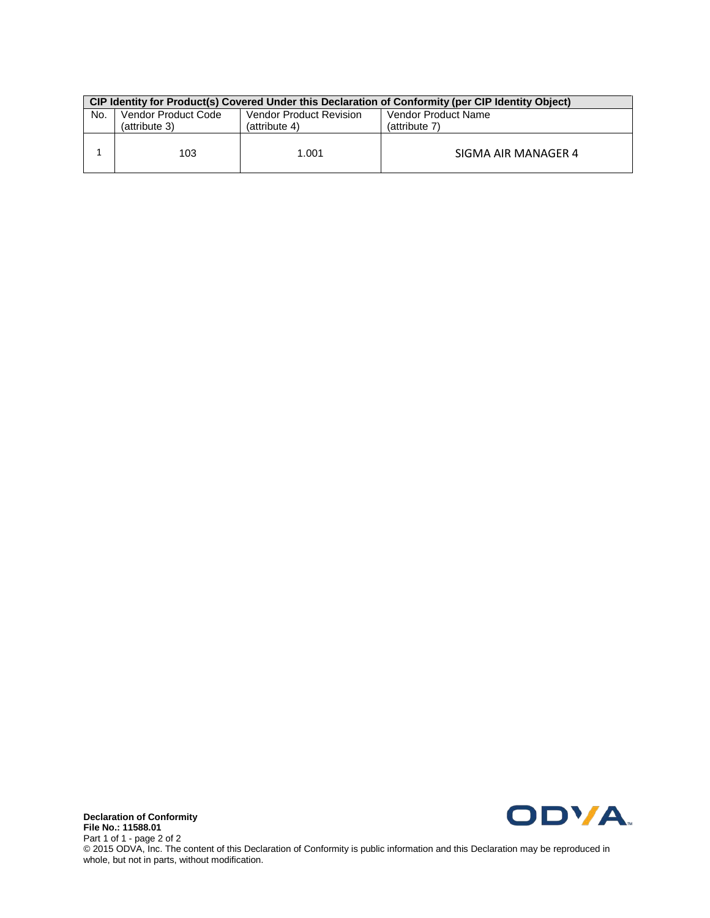| CIP Identity for Product(s) Covered Under this Declaration of Conformity (per CIP Identity Object) | | | |
|---|---|---|---|
| No. | Vendor Product Code (attribute 3) | Vendor Product Revision (attribute 4) | Vendor Product Name (attribute 7) |
| 1 | 103 | 1.001 | SIGMA AIR MANAGER 4 |

**Declaration of Conformity**
**File No.: 11588.01**
Part 1 of 1 - page 2 of 2
© 2015 ODVA, Inc. The content of this Declaration of Conformity is public information and this Declaration may be reproduced in whole, but not in parts, without modification.